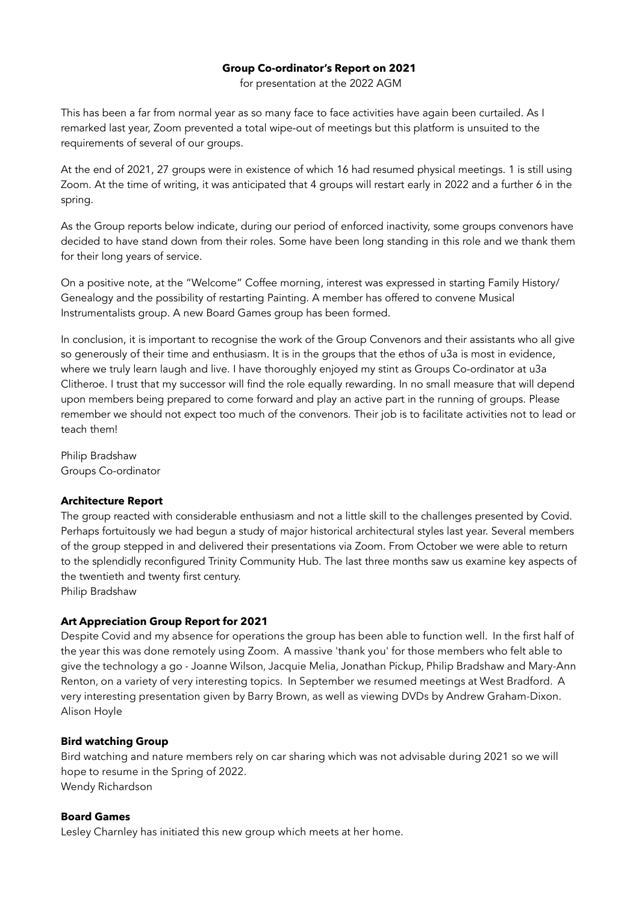# Group Co-ordinator's Report on 2021

for presentation at the 2022 AGM

This has been a far from normal year as so many face to face activities have again been curtailed. As I remarked last year, Zoom prevented a total wipe-out of meetings but this platform is unsuited to the requirements of several of our groups.

At the end of 2021, 27 groups were in existence of which 16 had resumed physical meetings. 1 is still using Zoom. At the time of writing, it was anticipated that 4 groups will restart early in 2022 and a further 6 in the spring.

As the Group reports below indicate, during our period of enforced inactivity, some groups convenors have decided to have stand down from their roles. Some have been long standing in this role and we thank them for their long years of service.

On a positive note, at the "Welcome" Coffee morning, interest was expressed in starting Family History/ Genealogy and the possibility of restarting Painting. A member has offered to convene Musical Instrumentalists group. A new Board Games group has been formed.

In conclusion, it is important to recognise the work of the Group Convenors and their assistants who all give so generously of their time and enthusiasm. It is in the groups that the ethos of u3a is most in evidence, where we truly learn laugh and live. I have thoroughly enjoyed my stint as Groups Co-ordinator at u3a Clitheroe. I trust that my successor will find the role equally rewarding. In no small measure that will depend upon members being prepared to come forward and play an active part in the running of groups. Please remember we should not expect too much of the convenors. Their job is to facilitate activities not to lead or teach them!

Philip Bradshaw
Groups Co-ordinator

### Architecture Report

The group reacted with considerable enthusiasm and not a little skill to the challenges presented by Covid. Perhaps fortuitously we had begun a study of major historical architectural styles last year. Several members of the group stepped in and delivered their presentations via Zoom. From October we were able to return to the splendidly reconfigured Trinity Community Hub. The last three months saw us examine key aspects of the twentieth and twenty first century.
Philip Bradshaw

### Art Appreciation Group Report for 2021

Despite Covid and my absence for operations the group has been able to function well. In the first half of the year this was done remotely using Zoom. A massive 'thank you' for those members who felt able to give the technology a go - Joanne Wilson, Jacquie Melia, Jonathan Pickup, Philip Bradshaw and Mary-Ann Renton, on a variety of very interesting topics. In September we resumed meetings at West Bradford. A very interesting presentation given by Barry Brown, as well as viewing DVDs by Andrew Graham-Dixon.
Alison Hoyle

### Bird watching Group

Bird watching and nature members rely on car sharing which was not advisable during 2021 so we will hope to resume in the Spring of 2022.
Wendy Richardson

### Board Games

Lesley Charnley has initiated this new group which meets at her home.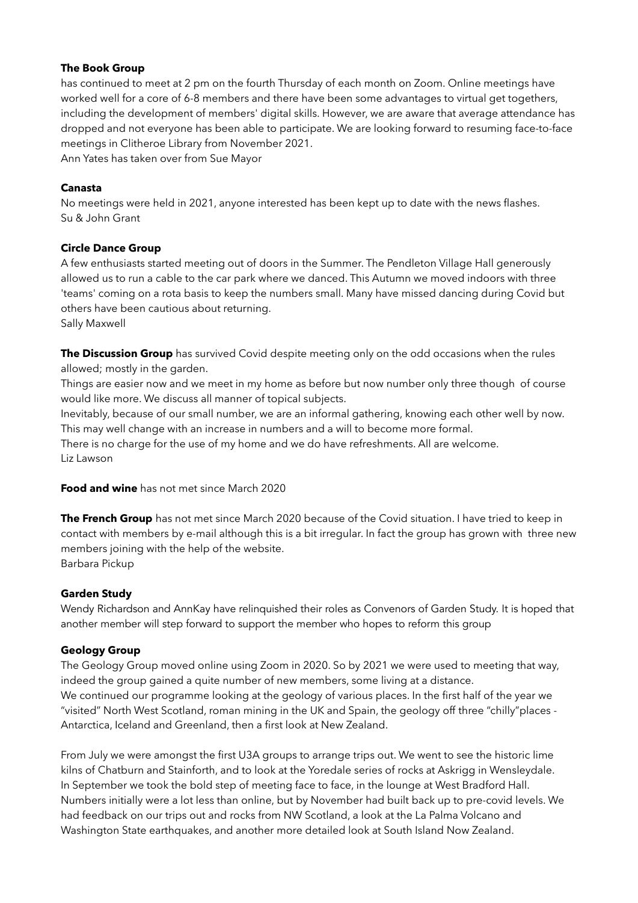**The Book Group**

has continued to meet at 2 pm on the fourth Thursday of each month on Zoom. Online meetings have worked well for a core of 6-8 members and there have been some advantages to virtual get togethers, including the development of members' digital skills. However, we are aware that average attendance has dropped and not everyone has been able to participate. We are looking forward to resuming face-to-face meetings in Clitheroe Library from November 2021.

Ann Yates has taken over from Sue Mayor

**Canasta**

No meetings were held in 2021, anyone interested has been kept up to date with the news flashes.

Su & John Grant

**Circle Dance Group**

A few enthusiasts started meeting out of doors in the Summer. The Pendleton Village Hall generously allowed us to run a cable to the car park where we danced. This Autumn we moved indoors with three 'teams' coming on a rota basis to keep the numbers small. Many have missed dancing during Covid but others have been cautious about returning.

Sally Maxwell

**The Discussion Group** has survived Covid despite meeting only on the odd occasions when the rules allowed; mostly in the garden.

Things are easier now and we meet in my home as before but now number only three though of course would like more. We discuss all manner of topical subjects.

Inevitably, because of our small number, we are an informal gathering, knowing each other well by now. This may well change with an increase in numbers and a will to become more formal.

There is no charge for the use of my home and we do have refreshments. All are welcome.

Liz Lawson

**Food and wine** has not met since March 2020

**The French Group** has not met since March 2020 because of the Covid situation. I have tried to keep in contact with members by e-mail although this is a bit irregular. In fact the group has grown with three new members joining with the help of the website.

Barbara Pickup

**Garden Study**

Wendy Richardson and AnnKay have relinquished their roles as Convenors of Garden Study. It is hoped that another member will step forward to support the member who hopes to reform this group

**Geology Group**

The Geology Group moved online using Zoom in 2020. So by 2021 we were used to meeting that way, indeed the group gained a quite number of new members, some living at a distance.

We continued our programme looking at the geology of various places. In the first half of the year we "visited" North West Scotland, roman mining in the UK and Spain, the geology off three "chilly"places - Antarctica, Iceland and Greenland, then a first look at New Zealand.

From July we were amongst the first U3A groups to arrange trips out. We went to see the historic lime kilns of Chatburn and Stainforth, and to look at the Yoredale series of rocks at Askrigg in Wensleydale. In September we took the bold step of meeting face to face, in the lounge at West Bradford Hall. Numbers initially were a lot less than online, but by November had built back up to pre-covid levels. We had feedback on our trips out and rocks from NW Scotland, a look at the La Palma Volcano and Washington State earthquakes, and another more detailed look at South Island Now Zealand.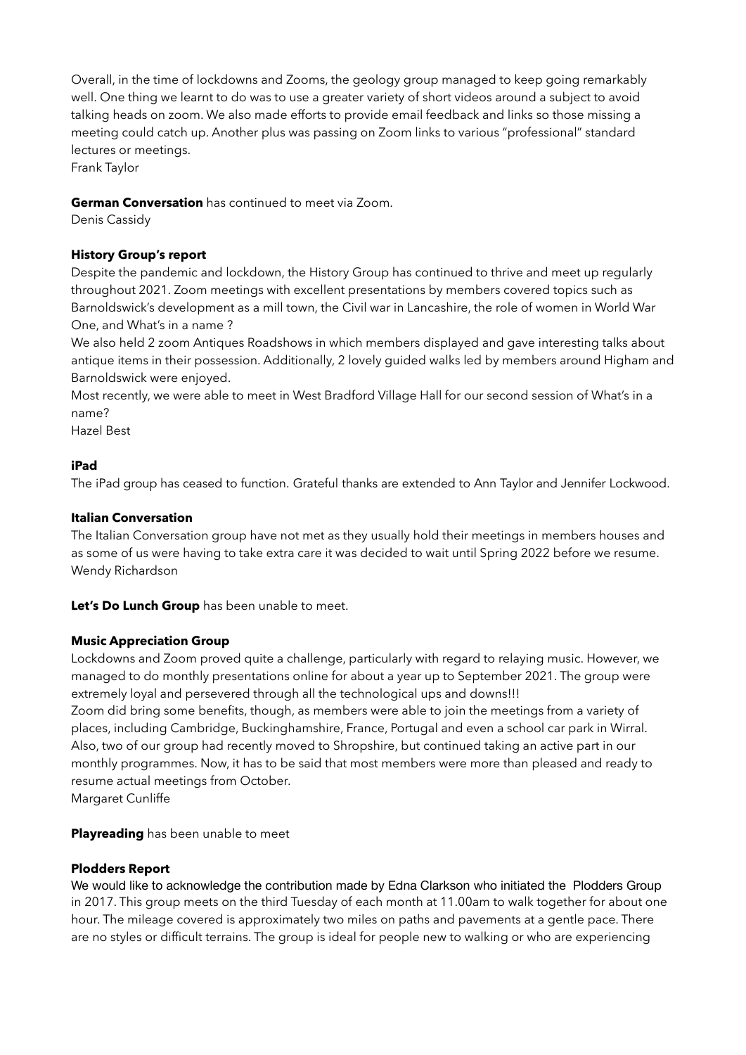Overall, in the time of lockdowns and Zooms, the geology group managed to keep going remarkably well. One thing we learnt to do was to use a greater variety of short videos around a subject to avoid talking heads on zoom. We also made efforts to provide email feedback and links so those missing a meeting could catch up. Another plus was passing on Zoom links to various "professional" standard lectures or meetings.
Frank Taylor

**German Conversation** has continued to meet via Zoom.
Denis Cassidy

**History Group's report**
Despite the pandemic and lockdown, the History Group has continued to thrive and meet up regularly throughout 2021. Zoom meetings with excellent presentations by members covered topics such as Barnoldswick's development as a mill town, the Civil war in Lancashire, the role of women in World War One, and What's in a name ?
We also held 2 zoom Antiques Roadshows in which members displayed and gave interesting talks about antique items in their possession. Additionally, 2 lovely guided walks led by members around Higham and Barnoldswick were enjoyed.
Most recently, we were able to meet in West Bradford Village Hall for our second session of What's in a name?
Hazel Best

**iPad**
The iPad group has ceased to function. Grateful thanks are extended to Ann Taylor and Jennifer Lockwood.

**Italian Conversation**
The Italian Conversation group have not met as they usually hold their meetings in members houses and as some of us were having to take extra care it was decided to wait until Spring 2022 before we resume.
Wendy Richardson

**Let's Do Lunch Group** has been unable to meet.

**Music Appreciation Group**
Lockdowns and Zoom proved quite a challenge, particularly with regard to relaying music. However, we managed to do monthly presentations online for about a year up to September 2021. The group were extremely loyal and persevered through all the technological ups and downs!!!
Zoom did bring some benefits, though, as members were able to join the meetings from a variety of places, including Cambridge, Buckinghamshire, France, Portugal and even a school car park in Wirral. Also, two of our group had recently moved to Shropshire, but continued taking an active part in our monthly programmes. Now, it has to be said that most members were more than pleased and ready to resume actual meetings from October.
Margaret Cunliffe

**Playreading** has been unable to meet

**Plodders Report**
We would like to acknowledge the contribution made by Edna Clarkson who initiated the Plodders Group in 2017. This group meets on the third Tuesday of each month at 11.00am to walk together for about one hour. The mileage covered is approximately two miles on paths and pavements at a gentle pace. There are no styles or difficult terrains. The group is ideal for people new to walking or who are experiencing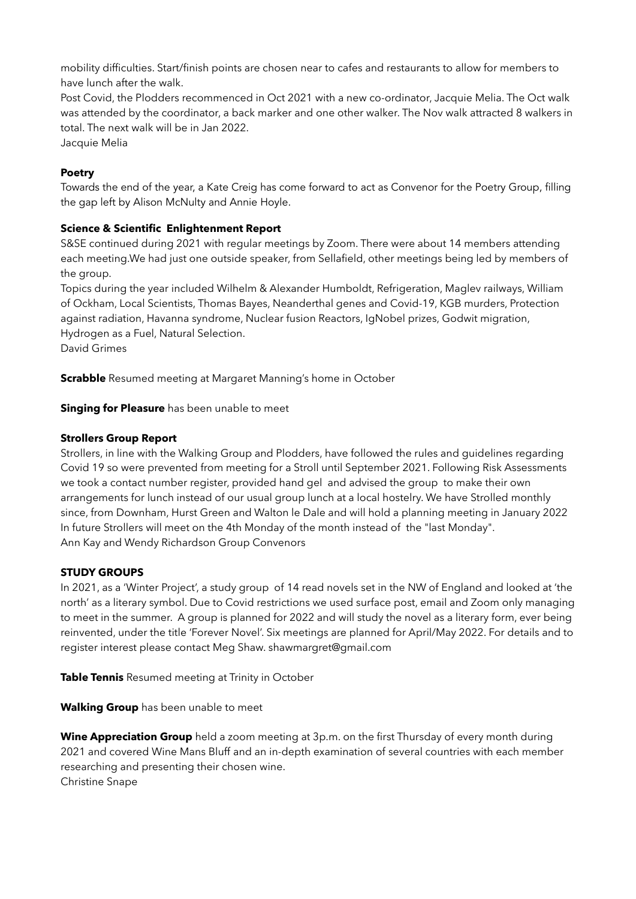mobility difficulties. Start/finish points are chosen near to cafes and restaurants to allow for members to have lunch after the walk.

Post Covid, the Plodders recommenced in Oct 2021 with a new co-ordinator, Jacquie Melia. The Oct walk was attended by the coordinator, a back marker and one other walker. The Nov walk attracted 8 walkers in total. The next walk will be in Jan 2022.

Jacquie Melia

**Poetry**

Towards the end of the year, a Kate Creig has come forward to act as Convenor for the Poetry Group, filling the gap left by Alison McNulty and Annie Hoyle.

**Science & Scientific Enlightenment Report**

S&SE continued during 2021 with regular meetings by Zoom. There were about 14 members attending each meeting.We had just one outside speaker, from Sellafield, other meetings being led by members of the group.

Topics during the year included Wilhelm & Alexander Humboldt, Refrigeration, Maglev railways, William of Ockham, Local Scientists, Thomas Bayes, Neanderthal genes and Covid-19, KGB murders, Protection against radiation, Havanna syndrome, Nuclear fusion Reactors, IgNobel prizes, Godwit migration, Hydrogen as a Fuel, Natural Selection.

David Grimes

**Scrabble** Resumed meeting at Margaret Manning's home in October

**Singing for Pleasure** has been unable to meet

**Strollers Group Report**

Strollers, in line with the Walking Group and Plodders, have followed the rules and guidelines regarding Covid 19 so were prevented from meeting for a Stroll until September 2021. Following Risk Assessments we took a contact number register, provided hand gel and advised the group to make their own arrangements for lunch instead of our usual group lunch at a local hostelry. We have Strolled monthly since, from Downham, Hurst Green and Walton le Dale and will hold a planning meeting in January 2022 In future Strollers will meet on the 4th Monday of the month instead of the "last Monday".

Ann Kay and Wendy Richardson Group Convenors

**STUDY GROUPS**

In 2021, as a 'Winter Project', a study group of 14 read novels set in the NW of England and looked at 'the north' as a literary symbol. Due to Covid restrictions we used surface post, email and Zoom only managing to meet in the summer. A group is planned for 2022 and will study the novel as a literary form, ever being reinvented, under the title 'Forever Novel'. Six meetings are planned for April/May 2022. For details and to register interest please contact Meg Shaw. shawmargret@gmail.com

**Table Tennis** Resumed meeting at Trinity in October

**Walking Group** has been unable to meet

**Wine Appreciation Group** held a zoom meeting at 3p.m. on the first Thursday of every month during 2021 and covered Wine Mans Bluff and an in-depth examination of several countries with each member researching and presenting their chosen wine.

Christine Snape